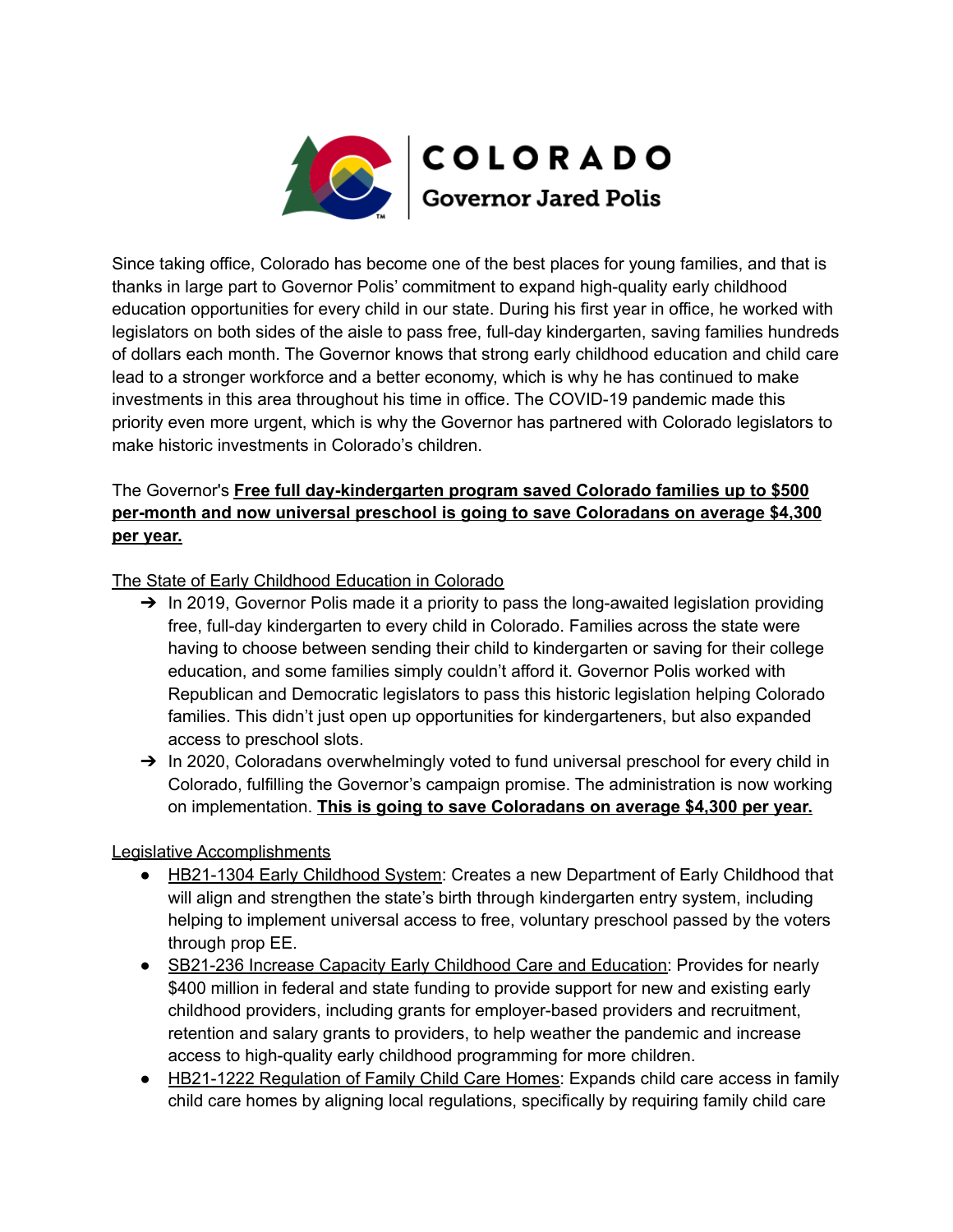COLORADO

Governor Jared Polis

Since taking office, Colorado has become one of the best places for young families, and that is thanks in large part to Governor Polis' commitment to expand high-quality early childhood education opportunities for every child in our state. During his first year in office, he worked with legislators on both sides of the aisle to pass free, full-day kindergarten, saving families hundreds of dollars each month. The Governor knows that strong early childhood education and child care lead to a stronger workforce and a better economy, which is why he has continued to make investments in this area throughout his time in office. The COVID-19 pandemic made this priority even more urgent, which is why the Governor has partnered with Colorado legislators to make historic investments in Colorado's children.

The Governor's **Free full day-kindergarten program saved Colorado families up to $500 per-month and now universal preschool is going to save Coloradans on average $4,300 per year.**

The State of Early Childhood Education in Colorado

- In 2019, Governor Polis made it a priority to pass the long-awaited legislation providing free, full-day kindergarten to every child in Colorado. Families across the state were having to choose between sending their child to kindergarten or saving for their college education, and some families simply couldn't afford it. Governor Polis worked with Republican and Democratic legislators to pass this historic legislation helping Colorado families. This didn't just open up opportunities for kindergarteners, but also expanded access to preschool slots.
- In 2020, Coloradans overwhelmingly voted to fund universal preschool for every child in Colorado, fulfilling the Governor's campaign promise. The administration is now working on implementation. **This is going to save Coloradans on average $4,300 per year.**

Legislative Accomplishments

- HB21-1304 Early Childhood System: Creates a new Department of Early Childhood that will align and strengthen the state's birth through kindergarten entry system, including helping to implement universal access to free, voluntary preschool passed by the voters through prop EE.
- SB21-236 Increase Capacity Early Childhood Care and Education: Provides for nearly $400 million in federal and state funding to provide support for new and existing early childhood providers, including grants for employer-based providers and recruitment, retention and salary grants to providers, to help weather the pandemic and increase access to high-quality early childhood programming for more children.
- HB21-1222 Regulation of Family Child Care Homes: Expands child care access in family child care homes by aligning local regulations, specifically by requiring family child care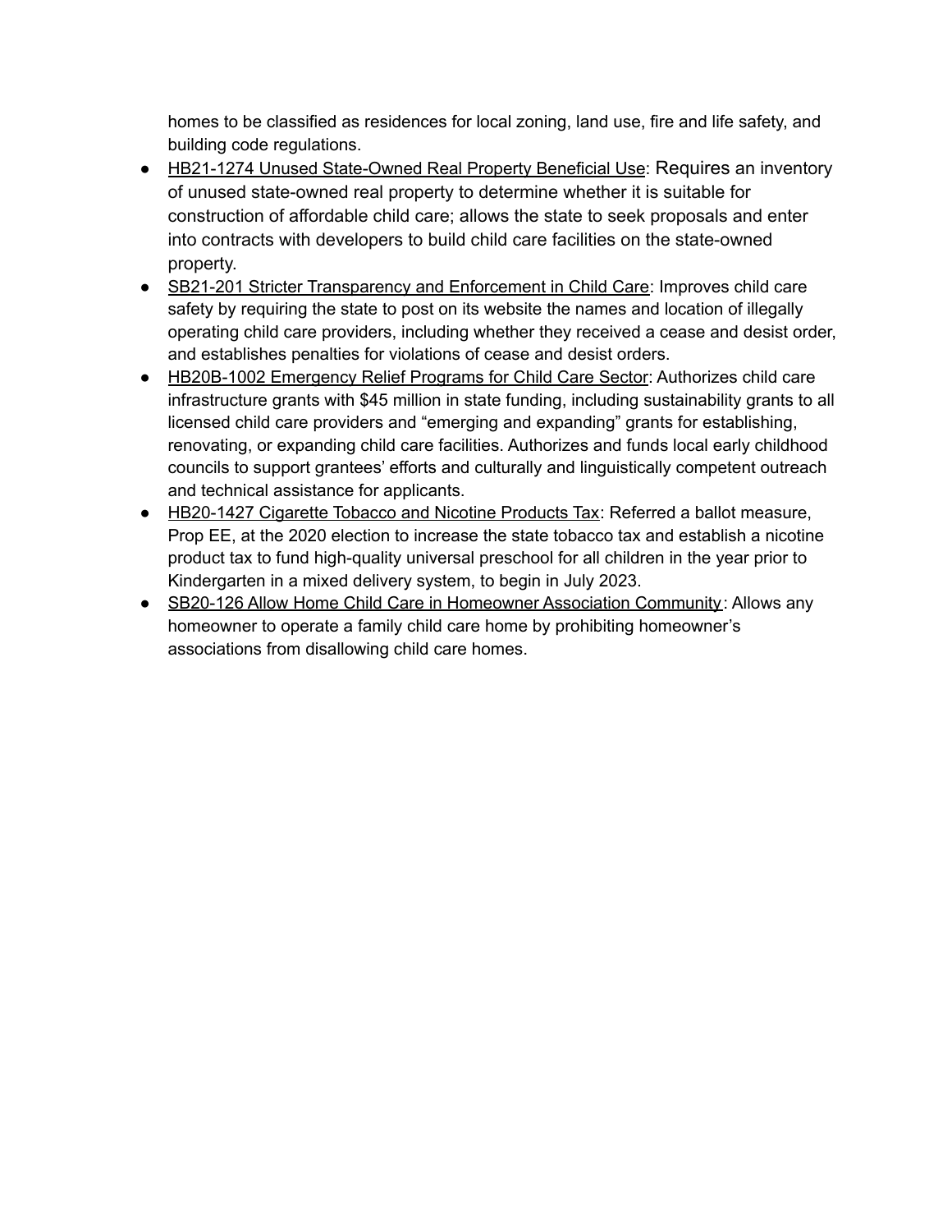homes to be classified as residences for local zoning, land use, fire and life safety, and building code regulations.

- HB21-1274 Unused State-Owned Real Property Beneficial Use: Requires an inventory of unused state-owned real property to determine whether it is suitable for construction of affordable child care; allows the state to seek proposals and enter into contracts with developers to build child care facilities on the state-owned property.
- SB21-201 Stricter Transparency and Enforcement in Child Care: Improves child care safety by requiring the state to post on its website the names and location of illegally operating child care providers, including whether they received a cease and desist order, and establishes penalties for violations of cease and desist orders.
- HB20B-1002 Emergency Relief Programs for Child Care Sector: Authorizes child care infrastructure grants with $45 million in state funding, including sustainability grants to all licensed child care providers and "emerging and expanding" grants for establishing, renovating, or expanding child care facilities. Authorizes and funds local early childhood councils to support grantees' efforts and culturally and linguistically competent outreach and technical assistance for applicants.
- HB20-1427 Cigarette Tobacco and Nicotine Products Tax: Referred a ballot measure, Prop EE, at the 2020 election to increase the state tobacco tax and establish a nicotine product tax to fund high-quality universal preschool for all children in the year prior to Kindergarten in a mixed delivery system, to begin in July 2023.
- SB20-126 Allow Home Child Care in Homeowner Association Community: Allows any homeowner to operate a family child care home by prohibiting homeowner's associations from disallowing child care homes.